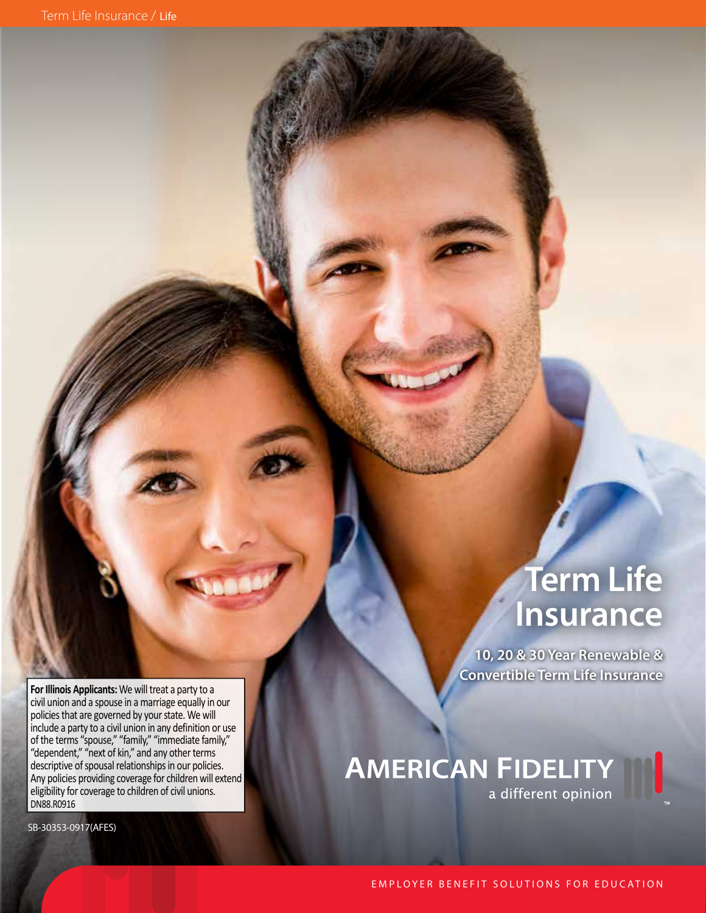# Term Life Insurance

**10, 20 & 30 Year Renewable & Convertible Term Life Insurance**

**For Illinois Applicants:** We will treat a party to a civil union and a spouse in a marriage equally in our policies that are governed by your state. We will include a party to a civil union in any definition or use of the terms "spouse," "family," "immediate family," "dependent," "next of kin," and any other terms descriptive of spousal relationships in our policies. Any policies providing coverage for children will extend eligibility for coverage to children of civil unions.
DN88.R0916

SB-30353-0917(AFES)

AMERICAN FIDELITY
a different opinion™

EMPLOYER BENEFIT SOLUTIONS FOR EDUCATION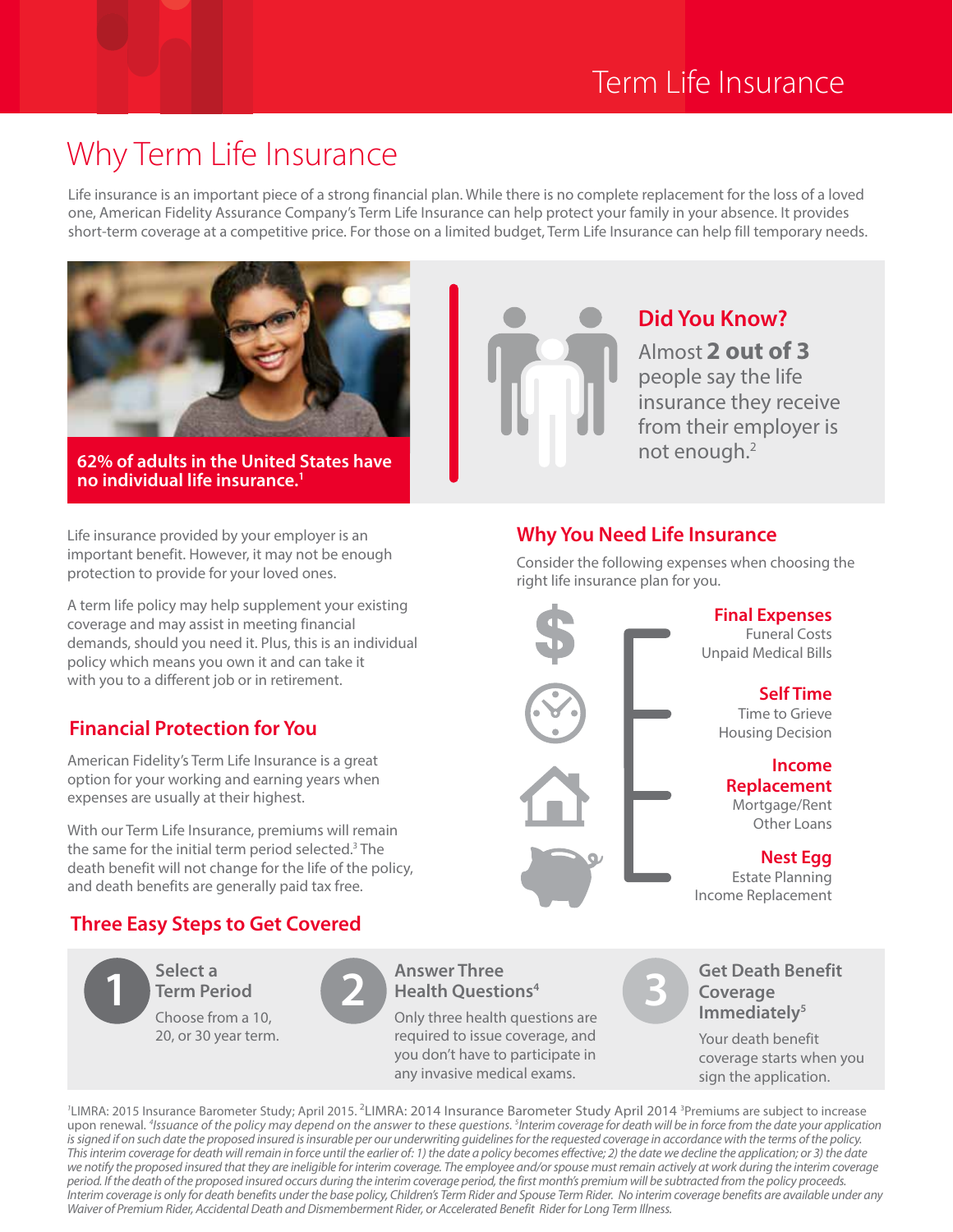# Term Life Insurance

## Why Term Life Insurance

Life insurance is an important piece of a strong financial plan. While there is no complete replacement for the loss of a loved one, American Fidelity Assurance Company's Term Life Insurance can help protect your family in your absence. It provides short-term coverage at a competitive price. For those on a limited budget, Term Life Insurance can help fill temporary needs.

**62% of adults in the United States have no individual life insurance.[1]**

### Did You Know?

Almost **2 out of 3** people say the life insurance they receive from their employer is not enough.[2]

Life insurance provided by your employer is an important benefit. However, it may not be enough protection to provide for your loved ones.

A term life policy may help supplement your existing coverage and may assist in meeting financial demands, should you need it. Plus, this is an individual policy which means you own it and can take it with you to a different job or in retirement.

### Financial Protection for You

American Fidelity's Term Life Insurance is a great option for your working and earning years when expenses are usually at their highest.

With our Term Life Insurance, premiums will remain the same for the initial term period selected.[3] The death benefit will not change for the life of the policy, and death benefits are generally paid tax free.

### Why You Need Life Insurance

Consider the following expenses when choosing the right life insurance plan for you.

**Final Expenses**
- Funeral Costs
- Unpaid Medical Bills

**Self Time**
- Time to Grieve
- Housing Decision

**Income Replacement**
- Mortgage/Rent
- Other Loans

**Nest Egg**
- Estate Planning
- Income Replacement

### Three Easy Steps to Get Covered

**1. Select a Term Period**
Choose from a 10, 20, or 30 year term.

**2. Answer Three Health Questions[4]**
Only three health questions are required to issue coverage, and you don't have to participate in any invasive medical exams.

**3. Get Death Benefit Coverage Immediately[5]**
Your death benefit coverage starts when you sign the application.

[1]LIMRA: 2015 Insurance Barometer Study; April 2015. [2]LIMRA: 2014 Insurance Barometer Study April 2014 [3]Premiums are subject to increase upon renewal. [4]*Issuance of the policy may depend on the answer to these questions.* [5]*Interim coverage for death will be in force from the date your application is signed if on such date the proposed insured is insurable per our underwriting guidelines for the requested coverage in accordance with the terms of the policy. This interim coverage for death will remain in force until the earlier of: 1) the date a policy becomes effective; 2) the date we decline the application; or 3) the date we notify the proposed insured that they are ineligible for interim coverage. The employee and/or spouse must remain actively at work during the interim coverage period. If the death of the proposed insured occurs during the interim coverage period, the first month's premium will be subtracted from the policy proceeds. Interim coverage is only for death benefits under the base policy, Children's Term Rider and Spouse Term Rider. No interim coverage benefits are available under any Waiver of Premium Rider, Accidental Death and Dismemberment Rider, or Accelerated Benefit Rider for Long Term Illness.*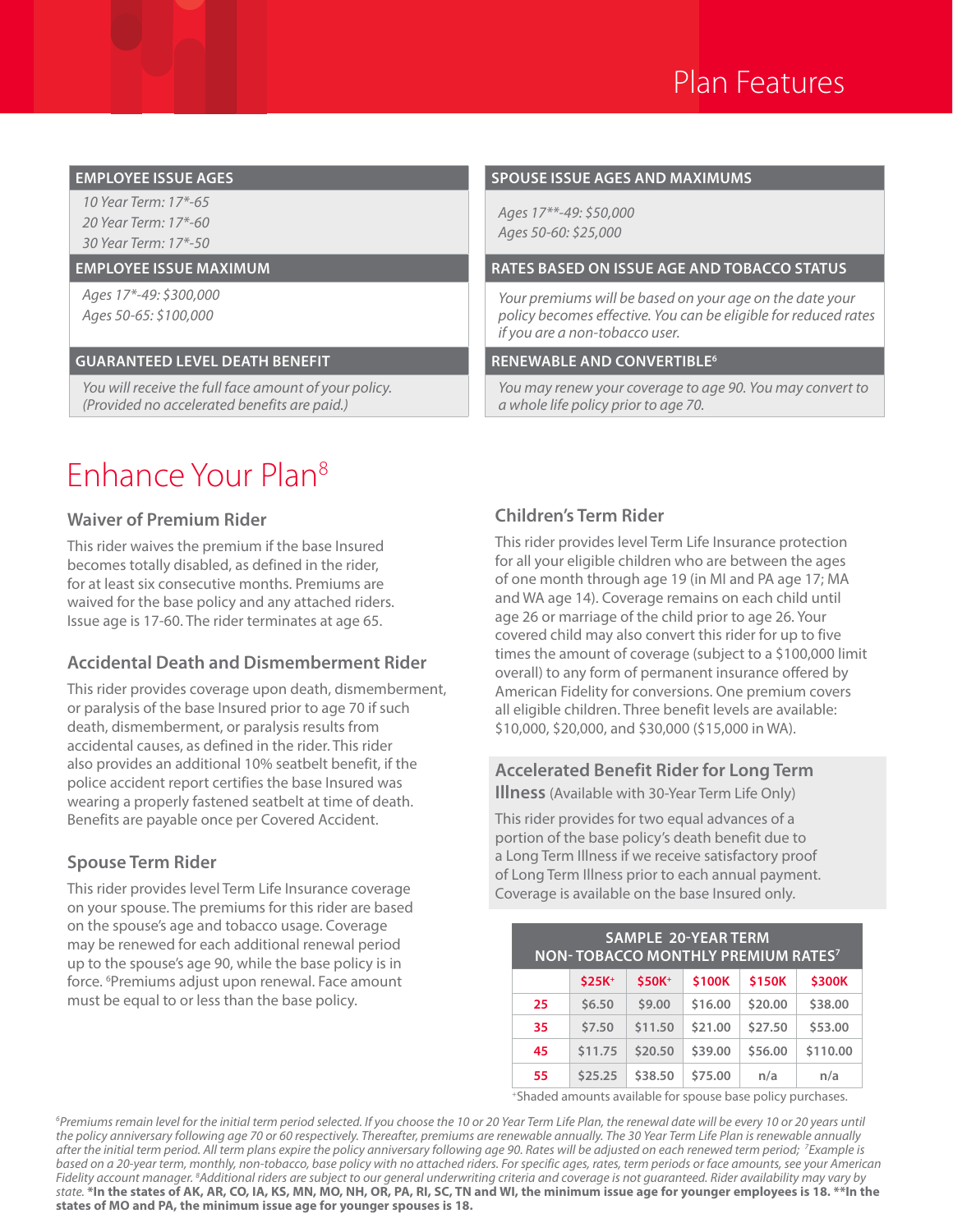# Plan Features

## EMPLOYEE ISSUE AGES

*10 Year Term: 17*-65*
*20 Year Term: 17*-60*
*30 Year Term: 17*-50*

## EMPLOYEE ISSUE MAXIMUM

*Ages 17*-49: $300,000*
*Ages 50-65: $100,000*

## GUARANTEED LEVEL DEATH BENEFIT

*You will receive the full face amount of your policy. (Provided no accelerated benefits are paid.)*

## SPOUSE ISSUE AGES AND MAXIMUMS

*Ages 17**-49: $50,000*
*Ages 50-60: $25,000*

## RATES BASED ON ISSUE AGE AND TOBACCO STATUS

*Your premiums will be based on your age on the date your policy becomes effective. You can be eligible for reduced rates if you are a non-tobacco user.*

## RENEWABLE AND CONVERTIBLE[6]

*You may renew your coverage to age 90. You may convert to a whole life policy prior to age 70.*

# Enhance Your Plan[8]

### Waiver of Premium Rider

This rider waives the premium if the base Insured becomes totally disabled, as defined in the rider, for at least six consecutive months. Premiums are waived for the base policy and any attached riders. Issue age is 17-60. The rider terminates at age 65.

### Accidental Death and Dismemberment Rider

This rider provides coverage upon death, dismemberment, or paralysis of the base Insured prior to age 70 if such death, dismemberment, or paralysis results from accidental causes, as defined in the rider. This rider also provides an additional 10% seatbelt benefit, if the police accident report certifies the base Insured was wearing a properly fastened seatbelt at time of death. Benefits are payable once per Covered Accident.

### Spouse Term Rider

This rider provides level Term Life Insurance coverage on your spouse. The premiums for this rider are based on the spouse's age and tobacco usage. Coverage may be renewed for each additional renewal period up to the spouse's age 90, while the base policy is in force. [6]Premiums adjust upon renewal. Face amount must be equal to or less than the base policy.

### Children's Term Rider

This rider provides level Term Life Insurance protection for all your eligible children who are between the ages of one month through age 19 (in MI and PA age 17; MA and WA age 14). Coverage remains on each child until age 26 or marriage of the child prior to age 26. Your covered child may also convert this rider for up to five times the amount of coverage (subject to a $100,000 limit overall) to any form of permanent insurance offered by American Fidelity for conversions. One premium covers all eligible children. Three benefit levels are available: $10,000, $20,000, and $30,000 ($15,000 in WA).

### Accelerated Benefit Rider for Long Term Illness (Available with 30-Year Term Life Only)

This rider provides for two equal advances of a portion of the base policy's death benefit due to a Long Term Illness if we receive satisfactory proof of Long Term Illness prior to each annual payment. Coverage is available on the base Insured only.

| SAMPLE 20-YEAR TERM NON-TOBACCO MONTHLY PREMIUM RATES[7] | | | | | |
|---|---|---|---|---|---|
| | $25K+ | $50K+ | $100K | $150K | $300K |
| 25 | $6.50 | $9.00 | $16.00 | $20.00 | $38.00 |
| 35 | $7.50 | $11.50 | $21.00 | $27.50 | $53.00 |
| 45 | $11.75 | $20.50 | $39.00 | $56.00 | $110.00 |
| 55 | $25.25 | $38.50 | $75.00 | n/a | n/a |

+Shaded amounts available for spouse base policy purchases.

*[6]Premiums remain level for the initial term period selected. If you choose the 10 or 20 Year Term Life Plan, the renewal date will be every 10 or 20 years until the policy anniversary following age 70 or 60 respectively. Thereafter, premiums are renewable annually. The 30 Year Term Life Plan is renewable annually after the initial term period. All term plans expire the policy anniversary following age 90. Rates will be adjusted on each renewed term period; [7]Example is based on a 20-year term, monthly, non-tobacco, base policy with no attached riders. For specific ages, rates, term periods or face amounts, see your American Fidelity account manager. [8]Additional riders are subject to our general underwriting criteria and coverage is not guaranteed. Rider availability may vary by state.* **\*In the states of AK, AR, CO, IA, KS, MN, MO, NH, OR, PA, RI, SC, TN and WI, the minimum issue age for younger employees is 18. \*\*In the states of MO and PA, the minimum issue age for younger spouses is 18.**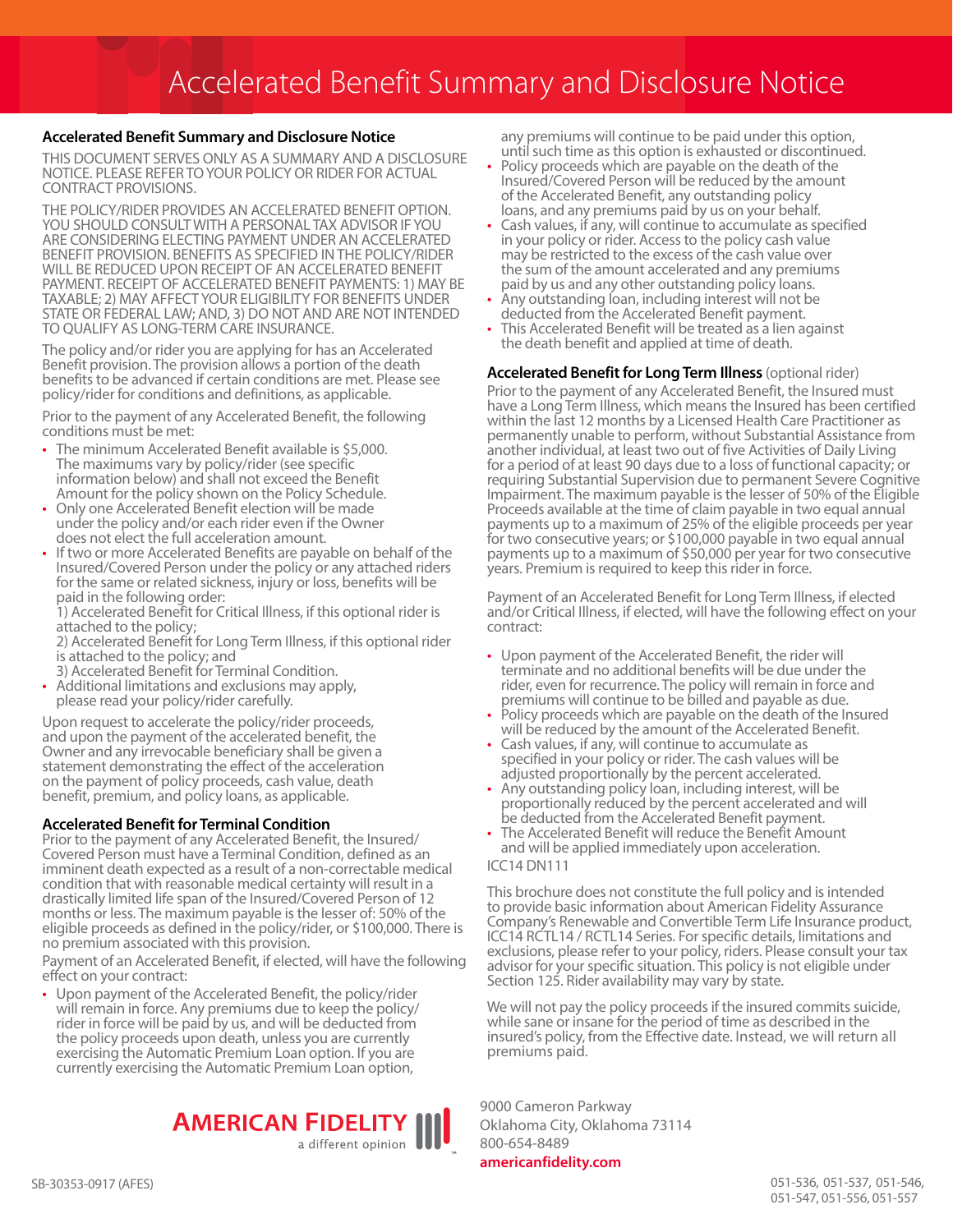# Accelerated Benefit Summary and Disclosure Notice

## Accelerated Benefit Summary and Disclosure Notice

THIS DOCUMENT SERVES ONLY AS A SUMMARY AND A DISCLOSURE NOTICE. PLEASE REFER TO YOUR POLICY OR RIDER FOR ACTUAL CONTRACT PROVISIONS.

THE POLICY/RIDER PROVIDES AN ACCELERATED BENEFIT OPTION. YOU SHOULD CONSULT WITH A PERSONAL TAX ADVISOR IF YOU ARE CONSIDERING ELECTING PAYMENT UNDER AN ACCELERATED BENEFIT PROVISION. BENEFITS AS SPECIFIED IN THE POLICY/RIDER WILL BE REDUCED UPON RECEIPT OF AN ACCELERATED BENEFIT PAYMENT. RECEIPT OF ACCELERATED BENEFIT PAYMENTS: 1) MAY BE TAXABLE; 2) MAY AFFECT YOUR ELIGIBILITY FOR BENEFITS UNDER STATE OR FEDERAL LAW; AND, 3) DO NOT AND ARE NOT INTENDED TO QUALIFY AS LONG-TERM CARE INSURANCE.

The policy and/or rider you are applying for has an Accelerated Benefit provision. The provision allows a portion of the death benefits to be advanced if certain conditions are met. Please see policy/rider for conditions and definitions, as applicable.

Prior to the payment of any Accelerated Benefit, the following conditions must be met:

- The minimum Accelerated Benefit available is $5,000. The maximums vary by policy/rider (see specific information below) and shall not exceed the Benefit Amount for the policy shown on the Policy Schedule.
- Only one Accelerated Benefit election will be made under the policy and/or each rider even if the Owner does not elect the full acceleration amount.
- If two or more Accelerated Benefits are payable on behalf of the Insured/Covered Person under the policy or any attached riders for the same or related sickness, injury or loss, benefits will be paid in the following order:
  1) Accelerated Benefit for Critical Illness, if this optional rider is attached to the policy;
  2) Accelerated Benefit for Long Term Illness, if this optional rider is attached to the policy; and
  3) Accelerated Benefit for Terminal Condition.
- Additional limitations and exclusions may apply, please read your policy/rider carefully.

Upon request to accelerate the policy/rider proceeds, and upon the payment of the accelerated benefit, the Owner and any irrevocable beneficiary shall be given a statement demonstrating the effect of the acceleration on the payment of policy proceeds, cash value, death benefit, premium, and policy loans, as applicable.

### Accelerated Benefit for Terminal Condition

Prior to the payment of any Accelerated Benefit, the Insured/Covered Person must have a Terminal Condition, defined as an imminent death expected as a result of a non-correctable medical condition that with reasonable medical certainty will result in a drastically limited life span of the Insured/Covered Person of 12 months or less. The maximum payable is the lesser of: 50% of the eligible proceeds as defined in the policy/rider, or $100,000. There is no premium associated with this provision.

Payment of an Accelerated Benefit, if elected, will have the following effect on your contract:

- Upon payment of the Accelerated Benefit, the policy/rider will remain in force. Any premiums due to keep the policy/rider in force will be paid by us, and will be deducted from the policy proceeds upon death, unless you are currently exercising the Automatic Premium Loan option. If you are currently exercising the Automatic Premium Loan option, any premiums will continue to be paid under this option, until such time as this option is exhausted or discontinued.
- Policy proceeds which are payable on the death of the Insured/Covered Person will be reduced by the amount of the Accelerated Benefit, any outstanding policy loans, and any premiums paid by us on your behalf.
- Cash values, if any, will continue to accumulate as specified in your policy or rider. Access to the policy cash value may be restricted to the excess of the cash value over the sum of the amount accelerated and any premiums paid by us and any other outstanding policy loans.
- Any outstanding loan, including interest will not be deducted from the Accelerated Benefit payment.
- This Accelerated Benefit will be treated as a lien against the death benefit and applied at time of death.

### Accelerated Benefit for Long Term Illness (optional rider)

Prior to the payment of any Accelerated Benefit, the Insured must have a Long Term Illness, which means the Insured has been certified within the last 12 months by a Licensed Health Care Practitioner as permanently unable to perform, without Substantial Assistance from another individual, at least two out of five Activities of Daily Living for a period of at least 90 days due to a loss of functional capacity; or requiring Substantial Supervision due to permanent Severe Cognitive Impairment. The maximum payable is the lesser of 50% of the Eligible Proceeds available at the time of claim payable in two equal annual payments up to a maximum of 25% of the eligible proceeds per year for two consecutive years; or $100,000 payable in two equal annual payments up to a maximum of $50,000 per year for two consecutive years. Premium is required to keep this rider in force.

Payment of an Accelerated Benefit for Long Term Illness, if elected and/or Critical Illness, if elected, will have the following effect on your contract:

- Upon payment of the Accelerated Benefit, the rider will terminate and no additional benefits will be due under the rider, even for recurrence. The policy will remain in force and premiums will continue to be billed and payable as due.
- Policy proceeds which are payable on the death of the Insured will be reduced by the amount of the Accelerated Benefit.
- Cash values, if any, will continue to accumulate as specified in your policy or rider. The cash values will be adjusted proportionally by the percent accelerated.
- Any outstanding policy loan, including interest, will be proportionally reduced by the percent accelerated and will be deducted from the Accelerated Benefit payment.
- The Accelerated Benefit will reduce the Benefit Amount and will be applied immediately upon acceleration.

ICC14 DN111

This brochure does not constitute the full policy and is intended to provide basic information about American Fidelity Assurance Company's Renewable and Convertible Term Life Insurance product, ICC14 RCTL14 / RCTL14 Series. For specific details, limitations and exclusions, please refer to your policy, riders. Please consult your tax advisor for your specific situation. This policy is not eligible under Section 125. Rider availability may vary by state.

We will not pay the policy proceeds if the insured commits suicide, while sane or insane for the period of time as described in the insured's policy, from the Effective date. Instead, we will return all premiums paid.

AMERICAN FIDELITY
a different opinion

9000 Cameron Parkway
Oklahoma City, Oklahoma 73114
800-654-8489
americanfidelity.com

SB-30353-0917 (AFES)

051-536, 051-537, 051-546, 051-547, 051-556, 051-557